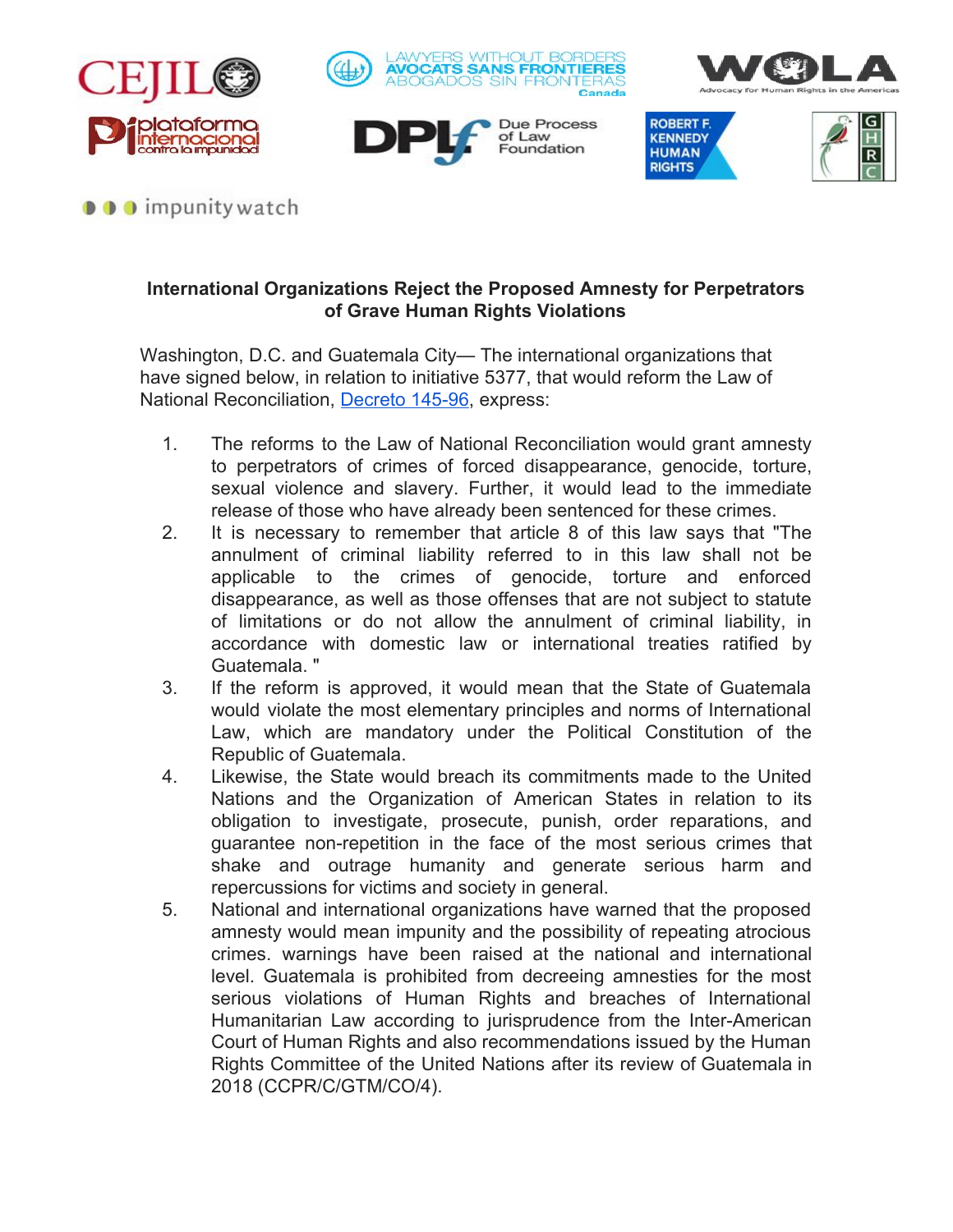## International Organizations Reject the Proposed Amnesty for Perpetrators of Grave Human Rights Violations

Washington, D.C. and Guatemala City— The international organizations that have signed below, in relation to initiative 5377, that would reform the Law of National Reconciliation, Decreto 145-96, express:

1. The reforms to the Law of National Reconciliation would grant amnesty to perpetrators of crimes of forced disappearance, genocide, torture, sexual violence and slavery. Further, it would lead to the immediate release of those who have already been sentenced for these crimes.
2. It is necessary to remember that article 8 of this law says that "The annulment of criminal liability referred to in this law shall not be applicable to the crimes of genocide, torture and enforced disappearance, as well as those offenses that are not subject to statute of limitations or do not allow the annulment of criminal liability, in accordance with domestic law or international treaties ratified by Guatemala. "
3. If the reform is approved, it would mean that the State of Guatemala would violate the most elementary principles and norms of International Law, which are mandatory under the Political Constitution of the Republic of Guatemala.
4. Likewise, the State would breach its commitments made to the United Nations and the Organization of American States in relation to its obligation to investigate, prosecute, punish, order reparations, and guarantee non-repetition in the face of the most serious crimes that shake and outrage humanity and generate serious harm and repercussions for victims and society in general.
5. National and international organizations have warned that the proposed amnesty would mean impunity and the possibility of repeating atrocious crimes. warnings have been raised at the national and international level. Guatemala is prohibited from decreeing amnesties for the most serious violations of Human Rights and breaches of International Humanitarian Law according to jurisprudence from the Inter-American Court of Human Rights and also recommendations issued by the Human Rights Committee of the United Nations after its review of Guatemala in 2018 (CCPR/C/GTM/CO/4).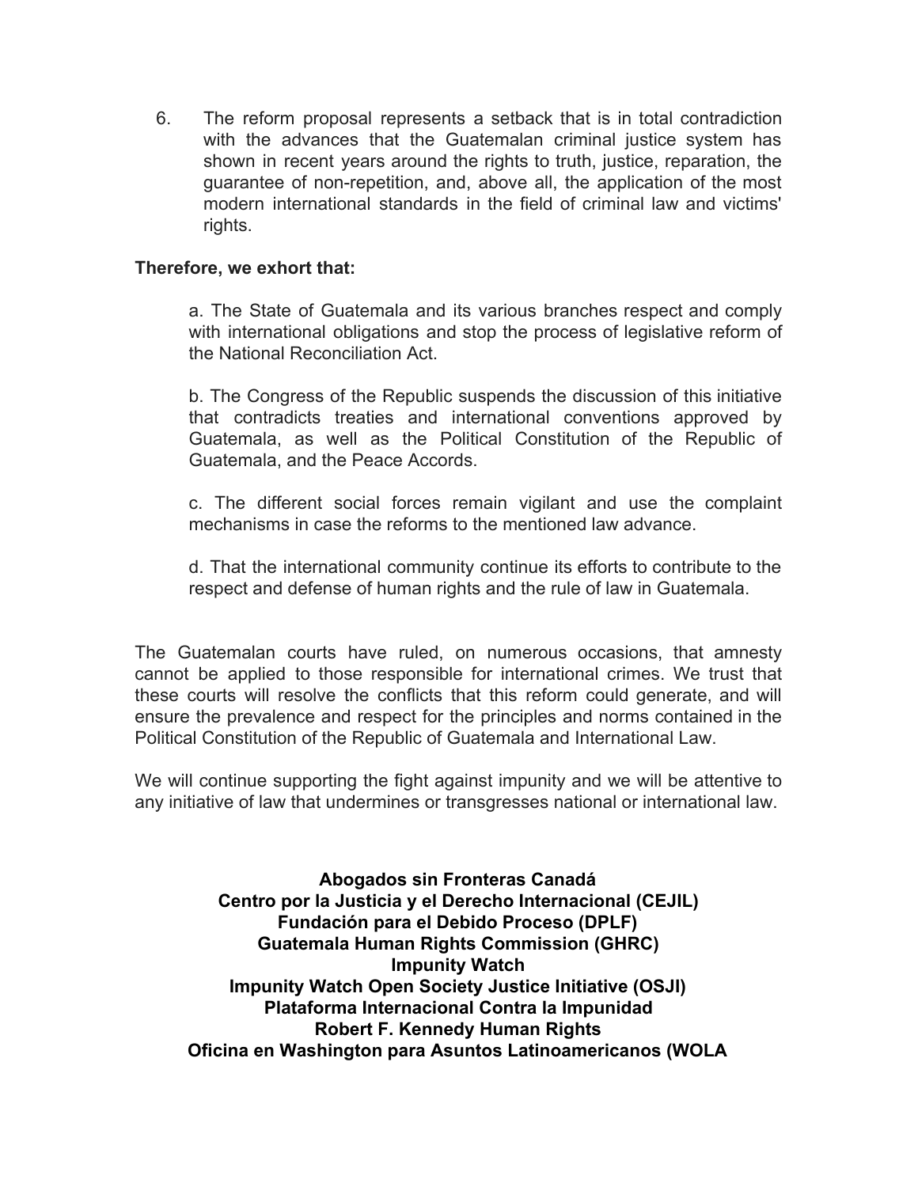6. The reform proposal represents a setback that is in total contradiction with the advances that the Guatemalan criminal justice system has shown in recent years around the rights to truth, justice, reparation, the guarantee of non-repetition, and, above all, the application of the most modern international standards in the field of criminal law and victims' rights.

**Therefore, we exhort that:**

a. The State of Guatemala and its various branches respect and comply with international obligations and stop the process of legislative reform of the National Reconciliation Act.

b. The Congress of the Republic suspends the discussion of this initiative that contradicts treaties and international conventions approved by Guatemala, as well as the Political Constitution of the Republic of Guatemala, and the Peace Accords.

c. The different social forces remain vigilant and use the complaint mechanisms in case the reforms to the mentioned law advance.

d. That the international community continue its efforts to contribute to the respect and defense of human rights and the rule of law in Guatemala.

The Guatemalan courts have ruled, on numerous occasions, that amnesty cannot be applied to those responsible for international crimes. We trust that these courts will resolve the conflicts that this reform could generate, and will ensure the prevalence and respect for the principles and norms contained in the Political Constitution of the Republic of Guatemala and International Law.

We will continue supporting the fight against impunity and we will be attentive to any initiative of law that undermines or transgresses national or international law.

**Abogados sin Fronteras Canadá**
**Centro por la Justicia y el Derecho Internacional (CEJIL)**
**Fundación para el Debido Proceso (DPLF)**
**Guatemala Human Rights Commission (GHRC)**
**Impunity Watch**
**Impunity Watch Open Society Justice Initiative (OSJI)**
**Plataforma Internacional Contra la Impunidad**
**Robert F. Kennedy Human Rights**
**Oficina en Washington para Asuntos Latinoamericanos (WOLA**